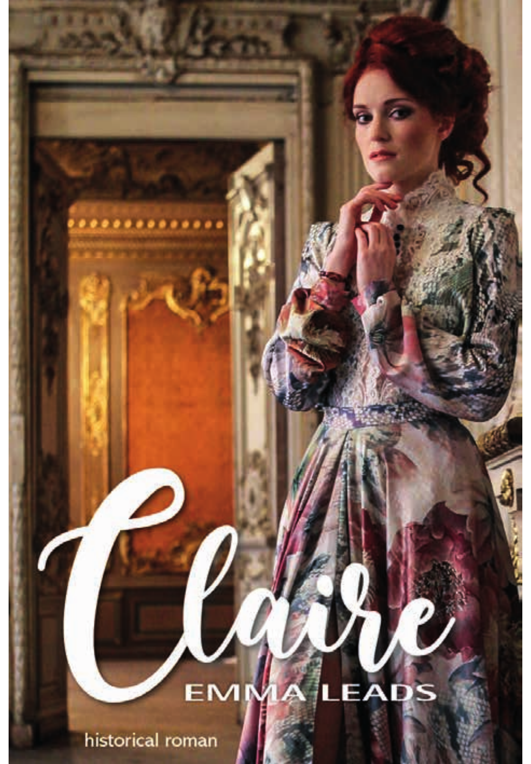# Claire

EMMA LEADS

historical roman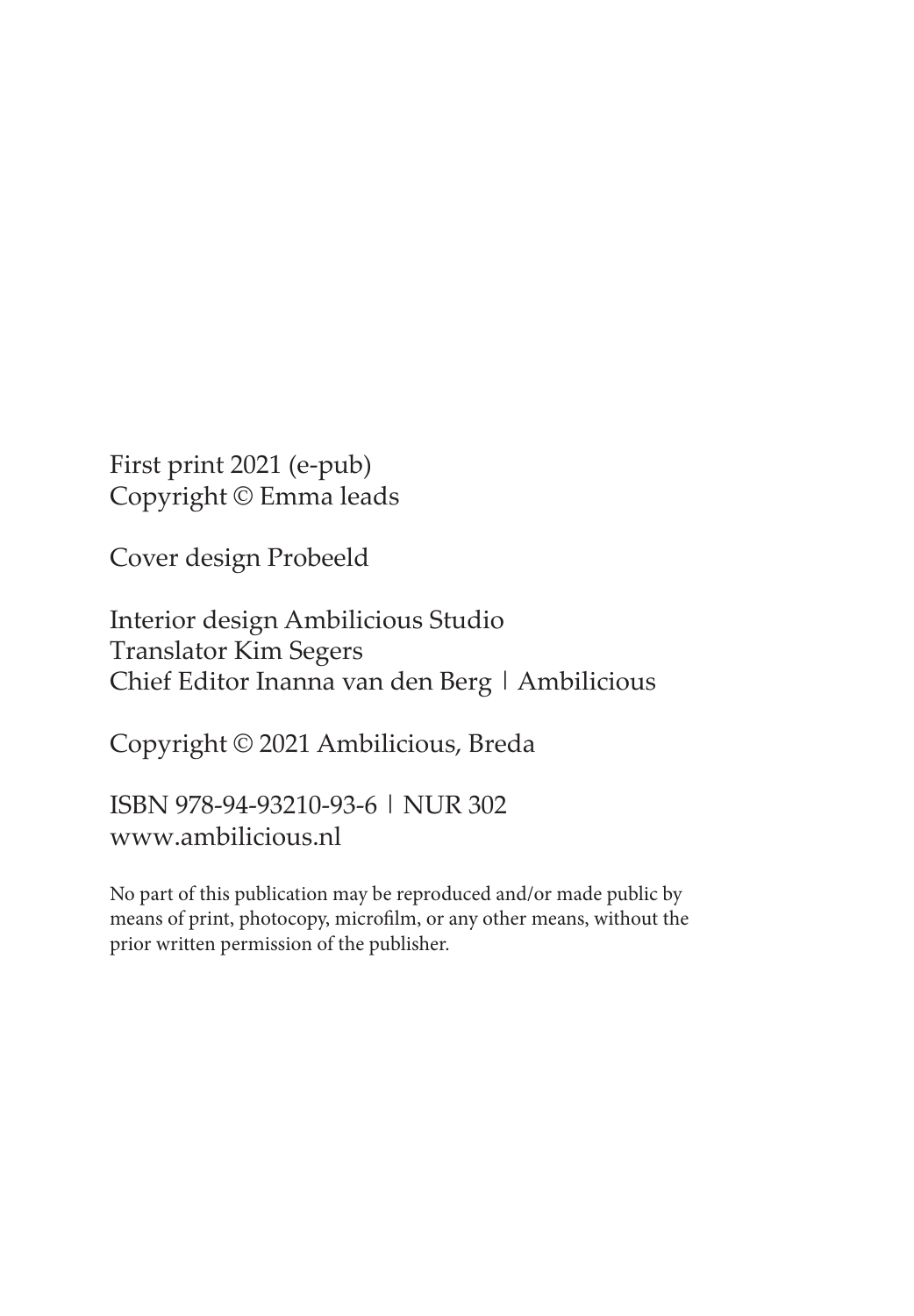First print 2021 (e-pub)
Copyright © Emma leads

Cover design Probeeld

Interior design Ambilicious Studio
Translator Kim Segers
Chief Editor Inanna van den Berg | Ambilicious

Copyright © 2021 Ambilicious, Breda

ISBN 978-94-93210-93-6 | NUR 302
www.ambilicious.nl

No part of this publication may be reproduced and/or made public by means of print, photocopy, microfilm, or any other means, without the prior written permission of the publisher.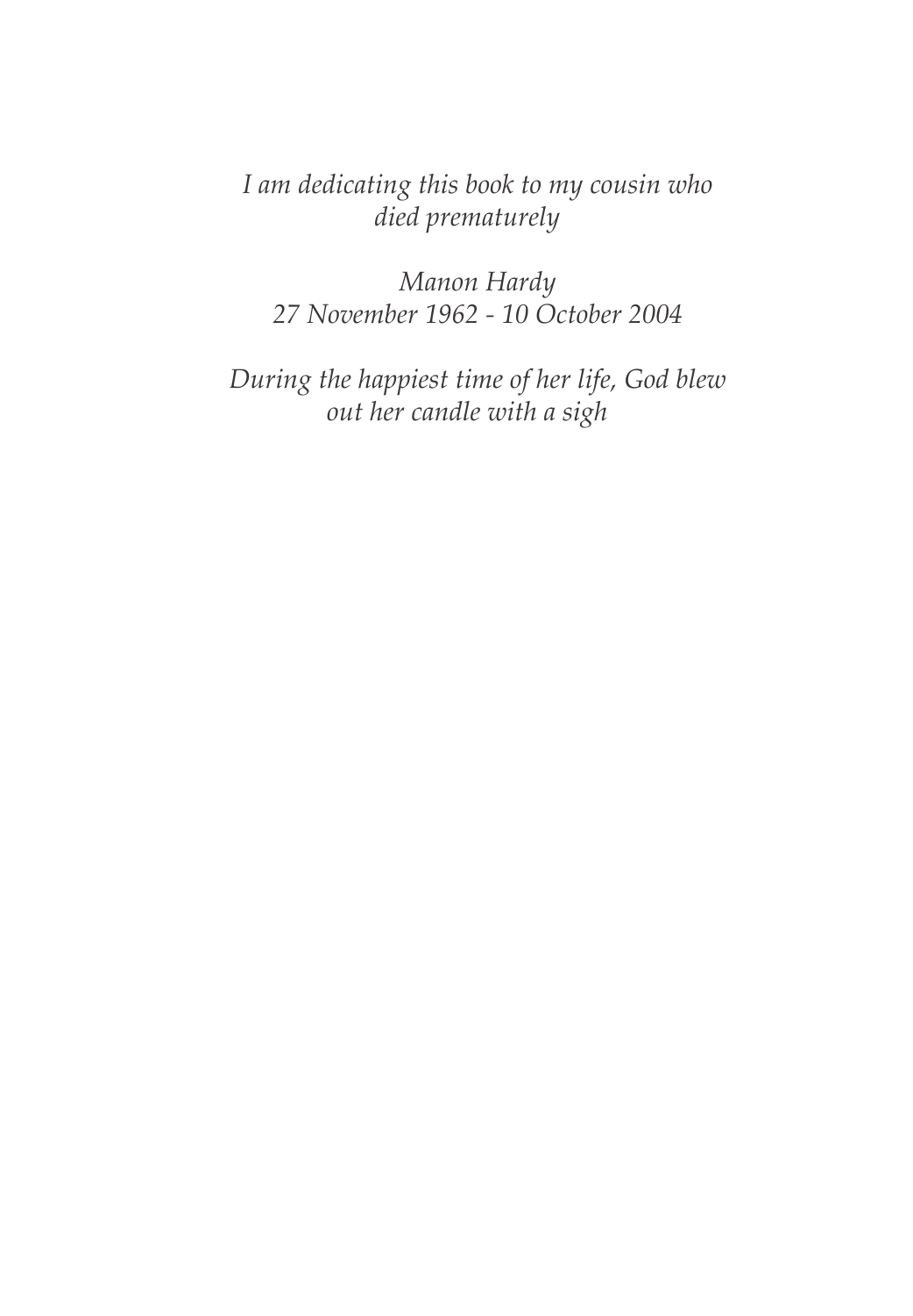*I am dedicating this book to my cousin who died prematurely*

*Manon Hardy*
*27 November 1962 - 10 October 2004*

*During the happiest time of her life, God blew out her candle with a sigh*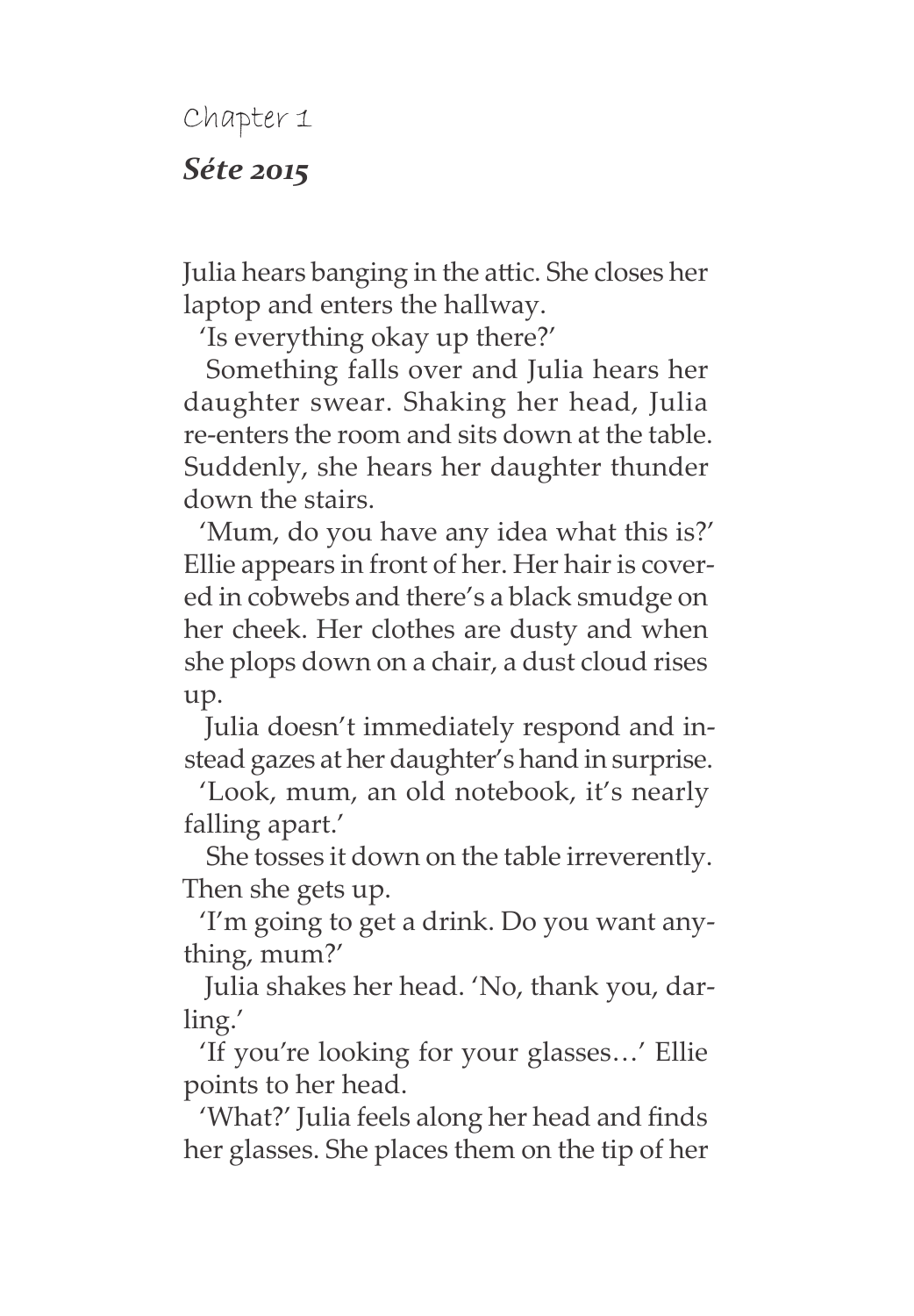# Chapter 1

## *Séte 2015*

Julia hears banging in the attic. She closes her laptop and enters the hallway.

'Is everything okay up there?'

Something falls over and Julia hears her daughter swear. Shaking her head, Julia re-enters the room and sits down at the table. Suddenly, she hears her daughter thunder down the stairs.

'Mum, do you have any idea what this is?' Ellie appears in front of her. Her hair is covered in cobwebs and there's a black smudge on her cheek. Her clothes are dusty and when she plops down on a chair, a dust cloud rises up.

Julia doesn't immediately respond and instead gazes at her daughter's hand in surprise.

'Look, mum, an old notebook, it's nearly falling apart.'

She tosses it down on the table irreverently. Then she gets up.

'I'm going to get a drink. Do you want anything, mum?'

Julia shakes her head. 'No, thank you, darling.'

'If you're looking for your glasses…' Ellie points to her head.

'What?' Julia feels along her head and finds her glasses. She places them on the tip of her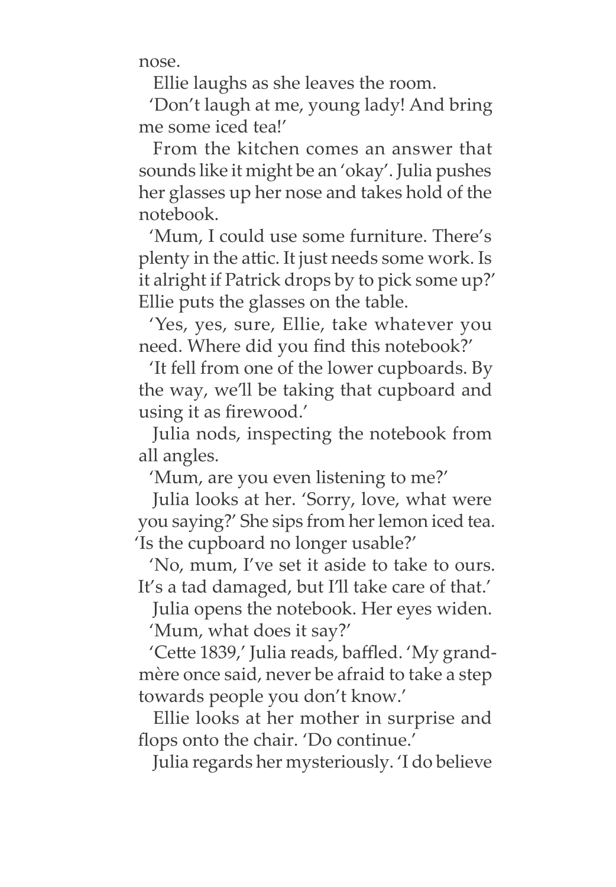nose.

Ellie laughs as she leaves the room.

'Don't laugh at me, young lady! And bring me some iced tea!'

From the kitchen comes an answer that sounds like it might be an 'okay'. Julia pushes her glasses up her nose and takes hold of the notebook.

'Mum, I could use some furniture. There's plenty in the attic. It just needs some work. Is it alright if Patrick drops by to pick some up?' Ellie puts the glasses on the table.

'Yes, yes, sure, Ellie, take whatever you need. Where did you find this notebook?'

'It fell from one of the lower cupboards. By the way, we'll be taking that cupboard and using it as firewood.'

Julia nods, inspecting the notebook from all angles.

'Mum, are you even listening to me?'

Julia looks at her. 'Sorry, love, what were you saying?' She sips from her lemon iced tea. 'Is the cupboard no longer usable?'

'No, mum, I've set it aside to take to ours. It's a tad damaged, but I'll take care of that.'

Julia opens the notebook. Her eyes widen.

'Mum, what does it say?'

'Cette 1839,' Julia reads, baffled. 'My grand-mère once said, never be afraid to take a step towards people you don't know.'

Ellie looks at her mother in surprise and flops onto the chair. 'Do continue.'

Julia regards her mysteriously. 'I do believe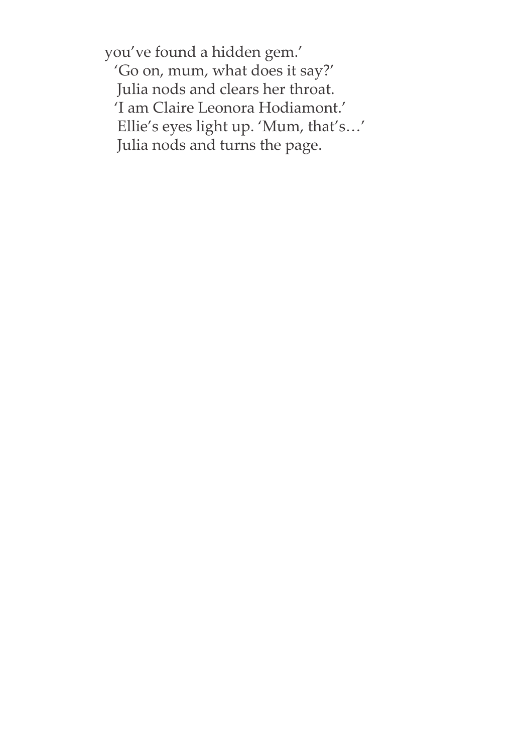you've found a hidden gem.'

'Go on, mum, what does it say?'

Julia nods and clears her throat.

'I am Claire Leonora Hodiamont.'

Ellie's eyes light up. 'Mum, that's…'

Julia nods and turns the page.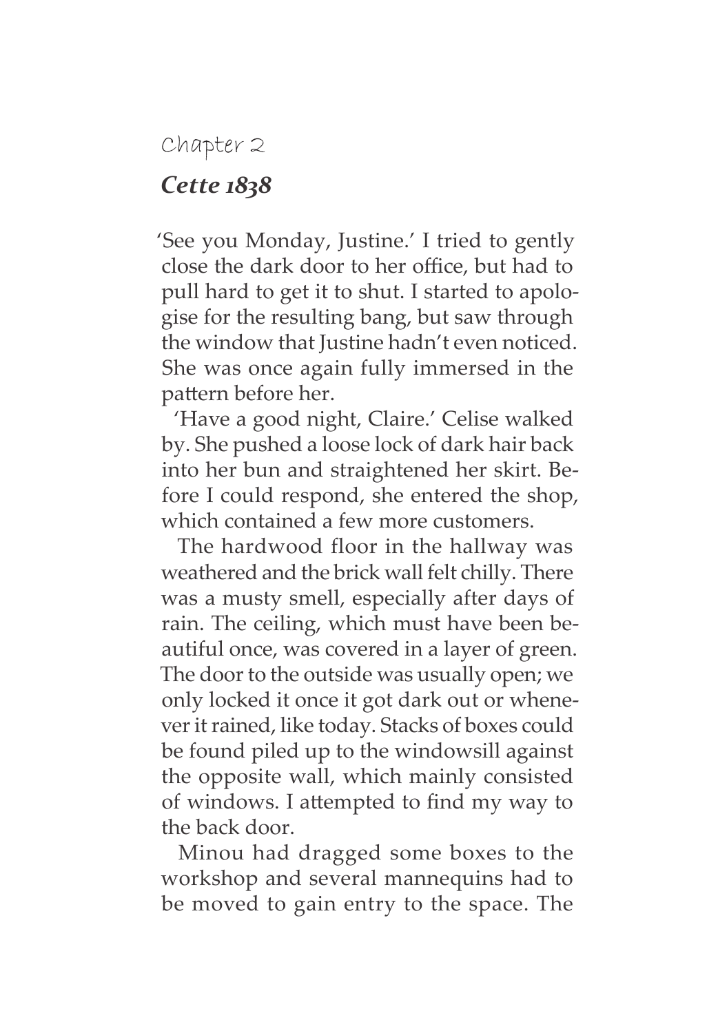## Chapter 2

### *Cette 1838*

'See you Monday, Justine.' I tried to gently close the dark door to her office, but had to pull hard to get it to shut. I started to apologise for the resulting bang, but saw through the window that Justine hadn't even noticed. She was once again fully immersed in the pattern before her.

'Have a good night, Claire.' Celise walked by. She pushed a loose lock of dark hair back into her bun and straightened her skirt. Before I could respond, she entered the shop, which contained a few more customers.

The hardwood floor in the hallway was weathered and the brick wall felt chilly. There was a musty smell, especially after days of rain. The ceiling, which must have been beautiful once, was covered in a layer of green. The door to the outside was usually open; we only locked it once it got dark out or whenever it rained, like today. Stacks of boxes could be found piled up to the windowsill against the opposite wall, which mainly consisted of windows. I attempted to find my way to the back door.

Minou had dragged some boxes to the workshop and several mannequins had to be moved to gain entry to the space. The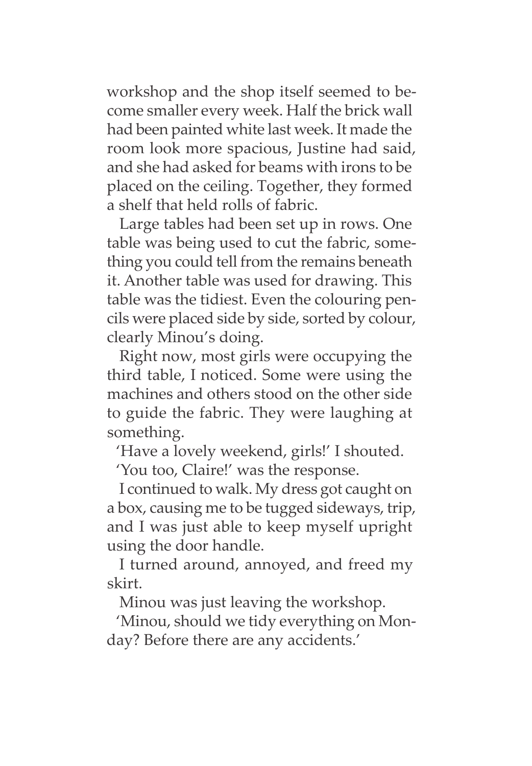workshop and the shop itself seemed to become smaller every week. Half the brick wall had been painted white last week. It made the room look more spacious, Justine had said, and she had asked for beams with irons to be placed on the ceiling. Together, they formed a shelf that held rolls of fabric.

Large tables had been set up in rows. One table was being used to cut the fabric, something you could tell from the remains beneath it. Another table was used for drawing. This table was the tidiest. Even the colouring pencils were placed side by side, sorted by colour, clearly Minou's doing.

Right now, most girls were occupying the third table, I noticed. Some were using the machines and others stood on the other side to guide the fabric. They were laughing at something.

'Have a lovely weekend, girls!' I shouted.

'You too, Claire!' was the response.

I continued to walk. My dress got caught on a box, causing me to be tugged sideways, trip, and I was just able to keep myself upright using the door handle.

I turned around, annoyed, and freed my skirt.

Minou was just leaving the workshop.

'Minou, should we tidy everything on Monday? Before there are any accidents.'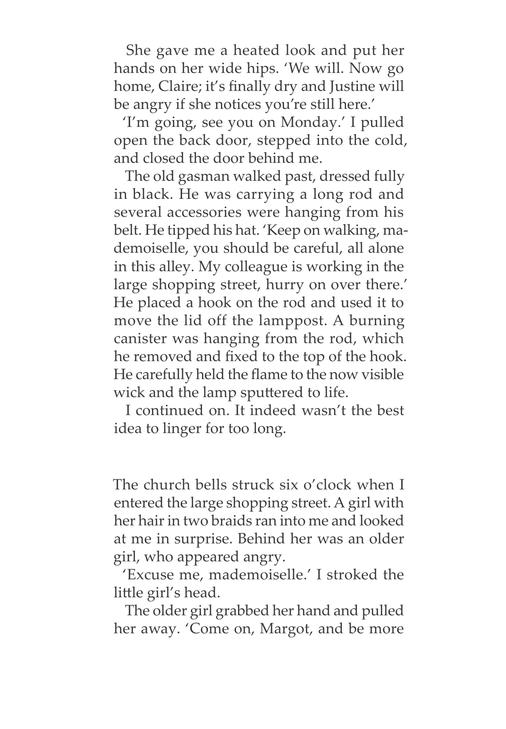She gave me a heated look and put her hands on her wide hips. 'We will. Now go home, Claire; it's finally dry and Justine will be angry if she notices you're still here.'

'I'm going, see you on Monday.' I pulled open the back door, stepped into the cold, and closed the door behind me.

The old gasman walked past, dressed fully in black. He was carrying a long rod and several accessories were hanging from his belt. He tipped his hat. 'Keep on walking, mademoiselle, you should be careful, all alone in this alley. My colleague is working in the large shopping street, hurry on over there.' He placed a hook on the rod and used it to move the lid off the lamppost. A burning canister was hanging from the rod, which he removed and fixed to the top of the hook. He carefully held the flame to the now visible wick and the lamp sputtered to life.

I continued on. It indeed wasn't the best idea to linger for too long.

The church bells struck six o'clock when I entered the large shopping street. A girl with her hair in two braids ran into me and looked at me in surprise. Behind her was an older girl, who appeared angry.

'Excuse me, mademoiselle.' I stroked the little girl's head.

The older girl grabbed her hand and pulled her away. 'Come on, Margot, and be more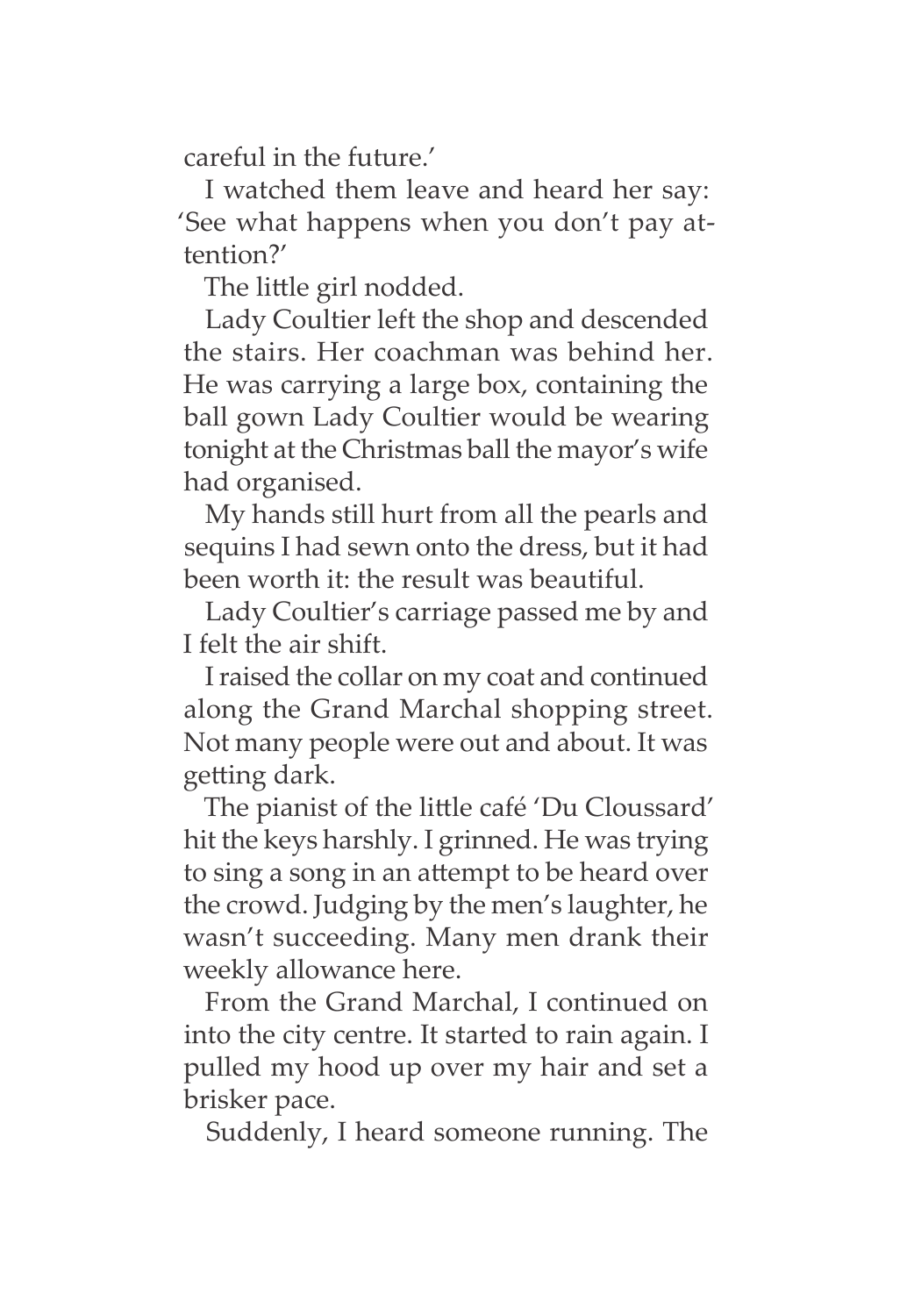careful in the future.'

I watched them leave and heard her say: 'See what happens when you don't pay attention?'

The little girl nodded.

Lady Coultier left the shop and descended the stairs. Her coachman was behind her. He was carrying a large box, containing the ball gown Lady Coultier would be wearing tonight at the Christmas ball the mayor's wife had organised.

My hands still hurt from all the pearls and sequins I had sewn onto the dress, but it had been worth it: the result was beautiful.

Lady Coultier's carriage passed me by and I felt the air shift.

I raised the collar on my coat and continued along the Grand Marchal shopping street. Not many people were out and about. It was getting dark.

The pianist of the little café 'Du Cloussard' hit the keys harshly. I grinned. He was trying to sing a song in an attempt to be heard over the crowd. Judging by the men's laughter, he wasn't succeeding. Many men drank their weekly allowance here.

From the Grand Marchal, I continued on into the city centre. It started to rain again. I pulled my hood up over my hair and set a brisker pace.

Suddenly, I heard someone running. The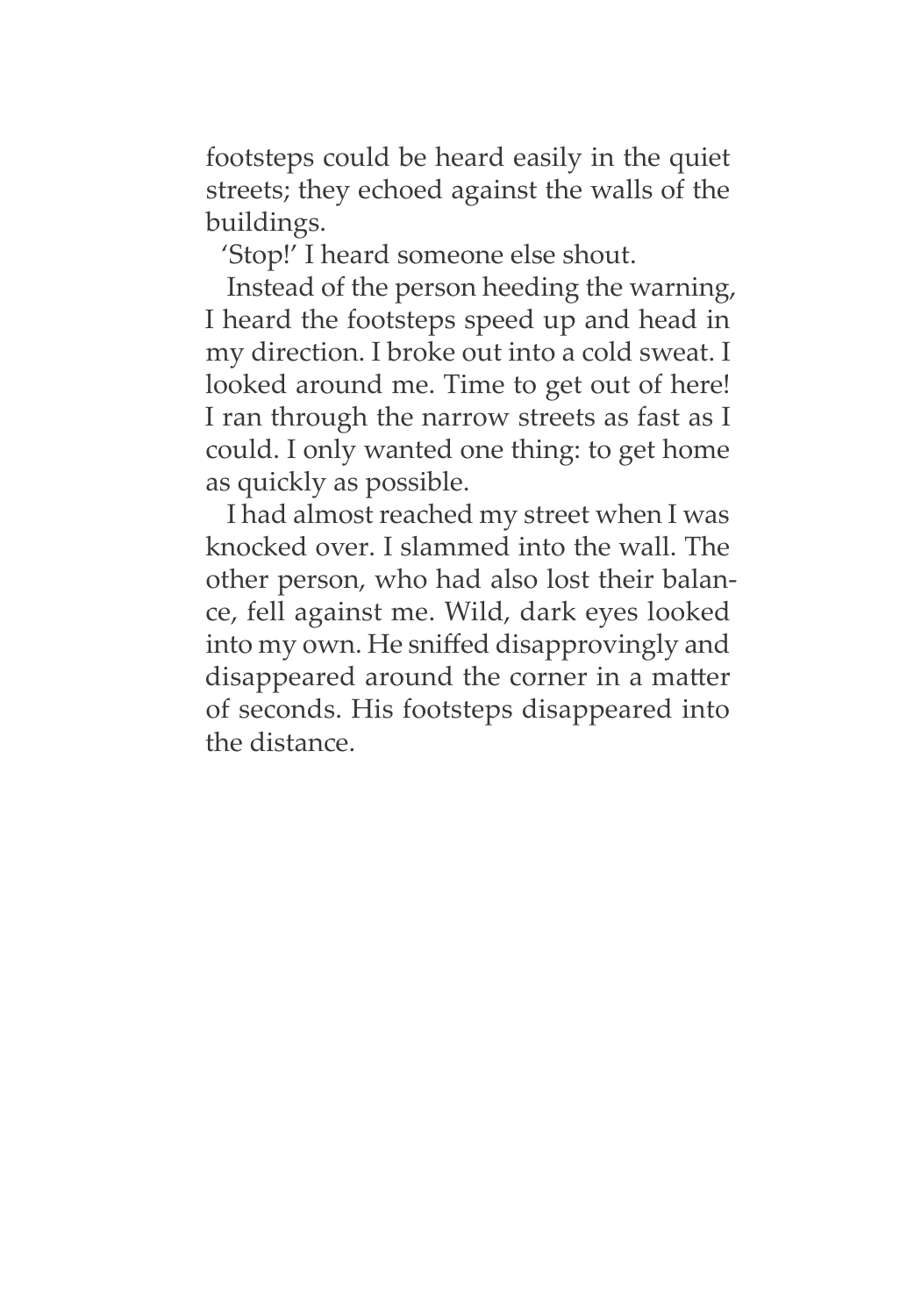footsteps could be heard easily in the quiet streets; they echoed against the walls of the buildings.

'Stop!' I heard someone else shout.

Instead of the person heeding the warning, I heard the footsteps speed up and head in my direction. I broke out into a cold sweat. I looked around me. Time to get out of here! I ran through the narrow streets as fast as I could. I only wanted one thing: to get home as quickly as possible.

I had almost reached my street when I was knocked over. I slammed into the wall. The other person, who had also lost their balance, fell against me. Wild, dark eyes looked into my own. He sniffed disapprovingly and disappeared around the corner in a matter of seconds. His footsteps disappeared into the distance.